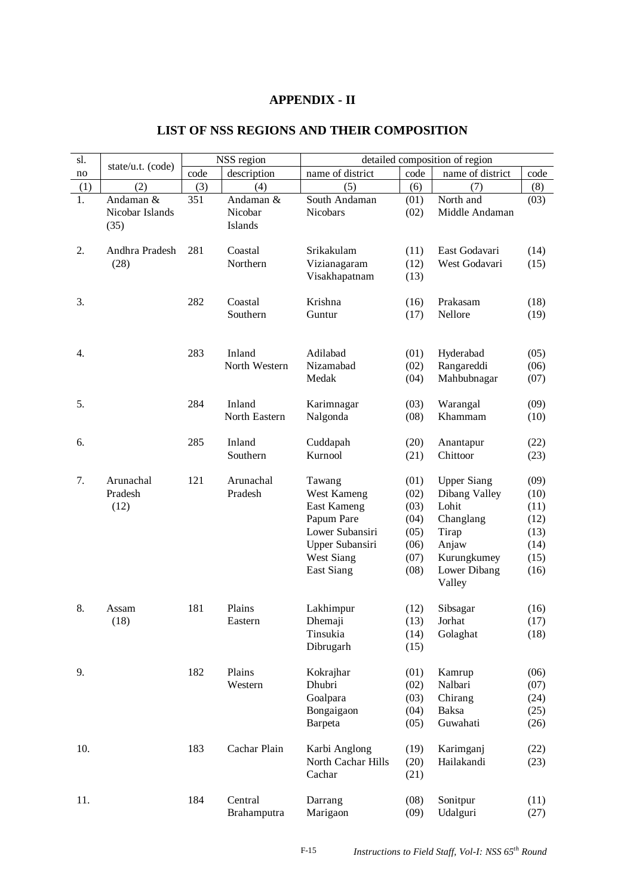# APPENDIX - II

## LIST OF NSS REGIONS AND THEIR COMPOSITION

| sl. no | state/u.t. (code) | NSS region | | detailed composition of region | | | |
|---|---|---|---|---|---|---|---|
| | | code | description | name of district | code | name of district | code |
| (1) | (2) | (3) | (4) | (5) | (6) | (7) | (8) |
| 1. | Andaman & Nicobar Islands (35) | 351 | Andaman & Nicobar Islands | South Andaman | (01) | North and Middle Andaman | (03) |
| | | | | Nicobars | (02) | | |
| 2. | Andhra Pradesh (28) | 281 | Coastal Northern | Srikakulam | (11) | East Godavari | (14) |
| | | | | Vizianagaram | (12) | West Godavari | (15) |
| | | | | Visakhapatnam | (13) | | |
| 3. | | 282 | Coastal Southern | Krishna | (16) | Prakasam | (18) |
| | | | | Guntur | (17) | Nellore | (19) |
| 4. | | 283 | Inland North Western | Adilabad | (01) | Hyderabad | (05) |
| | | | | Nizamabad | (02) | Rangareddi | (06) |
| | | | | Medak | (04) | Mahbubnagar | (07) |
| 5. | | 284 | Inland North Eastern | Karimnagar | (03) | Warangal | (09) |
| | | | | Nalgonda | (08) | Khammam | (10) |
| 6. | | 285 | Inland Southern | Cuddapah | (20) | Anantapur | (22) |
| | | | | Kurnool | (21) | Chittoor | (23) |
| 7. | Arunachal Pradesh (12) | 121 | Arunachal Pradesh | Tawang | (01) | Upper Siang | (09) |
| | | | | West Kameng | (02) | Dibang Valley | (10) |
| | | | | East Kameng | (03) | Lohit | (11) |
| | | | | Papum Pare | (04) | Changlang | (12) |
| | | | | Lower Subansiri | (05) | Tirap | (13) |
| | | | | Upper Subansiri | (06) | Anjaw | (14) |
| | | | | West Siang | (07) | Kurungkumey | (15) |
| | | | | East Siang | (08) | Lower Dibang Valley | (16) |
| 8. | Assam (18) | 181 | Plains Eastern | Lakhimpur | (12) | Sibsagar | (16) |
| | | | | Dhemaji | (13) | Jorhat | (17) |
| | | | | Tinsukia | (14) | Golaghat | (18) |
| | | | | Dibrugarh | (15) | | |
| 9. | | 182 | Plains Western | Kokrajhar | (01) | Kamrup | (06) |
| | | | | Dhubri | (02) | Nalbari | (07) |
| | | | | Goalpara | (03) | Chirang | (24) |
| | | | | Bongaigaon | (04) | Baksa | (25) |
| | | | | Barpeta | (05) | Guwahati | (26) |
| 10. | | 183 | Cachar Plain | Karbi Anglong | (19) | Karimganj | (22) |
| | | | | North Cachar Hills | (20) | Hailakandi | (23) |
| | | | | Cachar | (21) | | |
| 11. | | 184 | Central Brahamputra | Darrang | (08) | Sonitpur | (11) |
| | | | | Marigaon | (09) | Udalguri | (27) |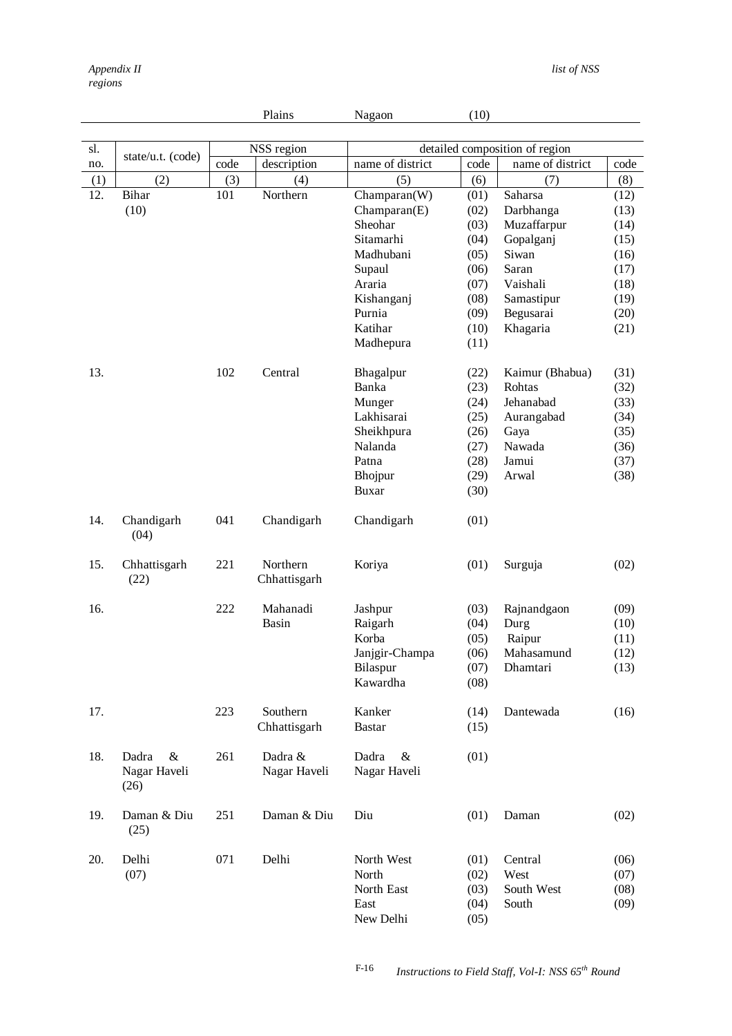| | | | Plains | Nagaon | (10) | | |
|---|---|---|---|---|---|---|---|

| sl. no. | state/u.t. (code) | NSS region | | detailed composition of region | | | |
|---|---|---|---|---|---|---|---|
| | | code | description | name of district | code | name of district | code |
| (1) | (2) | (3) | (4) | (5) | (6) | (7) | (8) |
| 12. | Bihar (10) | 101 | Northern | Champaran(W) | (01) | Saharsa | (12) |
| | | | | Champaran(E) | (02) | Darbhanga | (13) |
| | | | | Sheohar | (03) | Muzaffarpur | (14) |
| | | | | Sitamarhi | (04) | Gopalganj | (15) |
| | | | | Madhubani | (05) | Siwan | (16) |
| | | | | Supaul | (06) | Saran | (17) |
| | | | | Araria | (07) | Vaishali | (18) |
| | | | | Kishanganj | (08) | Samastipur | (19) |
| | | | | Purnia | (09) | Begusarai | (20) |
| | | | | Katihar | (10) | Khagaria | (21) |
| | | | | Madhepura | (11) | | |
| 13. | | 102 | Central | Bhagalpur | (22) | Kaimur (Bhabua) | (31) |
| | | | | Banka | (23) | Rohtas | (32) |
| | | | | Munger | (24) | Jehanabad | (33) |
| | | | | Lakhisarai | (25) | Aurangabad | (34) |
| | | | | Sheikhpura | (26) | Gaya | (35) |
| | | | | Nalanda | (27) | Nawada | (36) |
| | | | | Patna | (28) | Jamui | (37) |
| | | | | Bhojpur | (29) | Arwal | (38) |
| | | | | Buxar | (30) | | |
| 14. | Chandigarh (04) | 041 | Chandigarh | Chandigarh | (01) | | |
| 15. | Chhattisgarh (22) | 221 | Northern Chhattisgarh | Koriya | (01) | Surguja | (02) |
| 16. | | 222 | Mahanadi Basin | Jashpur | (03) | Rajnandgaon | (09) |
| | | | | Raigarh | (04) | Durg | (10) |
| | | | | Korba | (05) | Raipur | (11) |
| | | | | Janjgir-Champa | (06) | Mahasamund | (12) |
| | | | | Bilaspur | (07) | Dhamtari | (13) |
| | | | | Kawardha | (08) | | |
| 17. | | 223 | Southern Chhattisgarh | Kanker | (14) | Dantewada | (16) |
| | | | | Bastar | (15) | | |
| 18. | Dadra & Nagar Haveli (26) | 261 | Dadra & Nagar Haveli | Dadra & Nagar Haveli | (01) | | |
| 19. | Daman & Diu (25) | 251 | Daman & Diu | Diu | (01) | Daman | (02) |
| 20. | Delhi (07) | 071 | Delhi | North West | (01) | Central | (06) |
| | | | | North | (02) | West | (07) |
| | | | | North East | (03) | South West | (08) |
| | | | | East | (04) | South | (09) |
| | | | | New Delhi | (05) | | |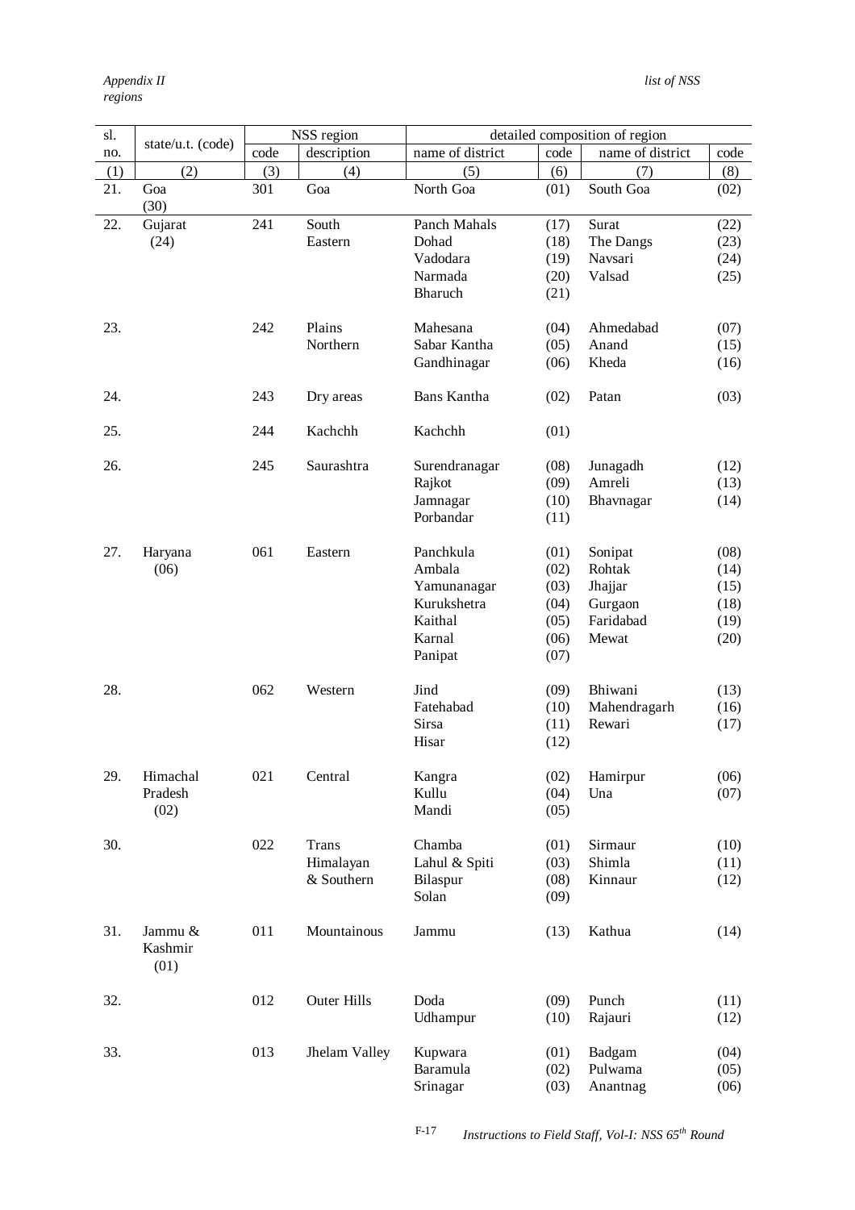| sl. no. | state/u.t. (code) | NSS region | | detailed composition of region | | | |
|---|---|---|---|---|---|---|---|
| | | code | description | name of district | code | name of district | code |
| (1) | (2) | (3) | (4) | (5) | (6) | (7) | (8) |
| 21. | Goa (30) | 301 | Goa | North Goa | (01) | South Goa | (02) |
| 22. | Gujarat (24) | 241 | South Eastern | Panch Mahals | (17) | Surat | (22) |
| | | | | Dohad | (18) | The Dangs | (23) |
| | | | | Vadodara | (19) | Navsari | (24) |
| | | | | Narmada | (20) | Valsad | (25) |
| | | | | Bharuch | (21) | | |
| 23. | | 242 | Plains Northern | Mahesana | (04) | Ahmedabad | (07) |
| | | | | Sabar Kantha | (05) | Anand | (15) |
| | | | | Gandhinagar | (06) | Kheda | (16) |
| 24. | | 243 | Dry areas | Bans Kantha | (02) | Patan | (03) |
| 25. | | 244 | Kachchh | Kachchh | (01) | | |
| 26. | | 245 | Saurashtra | Surendranagar | (08) | Junagadh | (12) |
| | | | | Rajkot | (09) | Amreli | (13) |
| | | | | Jamnagar | (10) | Bhavnagar | (14) |
| | | | | Porbandar | (11) | | |
| 27. | Haryana (06) | 061 | Eastern | Panchkula | (01) | Sonipat | (08) |
| | | | | Ambala | (02) | Rohtak | (14) |
| | | | | Yamunanagar | (03) | Jhajjar | (15) |
| | | | | Kurukshetra | (04) | Gurgaon | (18) |
| | | | | Kaithal | (05) | Faridabad | (19) |
| | | | | Karnal | (06) | Mewat | (20) |
| | | | | Panipat | (07) | | |
| 28. | | 062 | Western | Jind | (09) | Bhiwani | (13) |
| | | | | Fatehabad | (10) | Mahendragarh | (16) |
| | | | | Sirsa | (11) | Rewari | (17) |
| | | | | Hisar | (12) | | |
| 29. | Himachal Pradesh (02) | 021 | Central | Kangra | (02) | Hamirpur | (06) |
| | | | | Kullu | (04) | Una | (07) |
| | | | | Mandi | (05) | | |
| 30. | | 022 | Trans Himalayan & Southern | Chamba | (01) | Sirmaur | (10) |
| | | | | Lahul & Spiti | (03) | Shimla | (11) |
| | | | | Bilaspur | (08) | Kinnaur | (12) |
| | | | | Solan | (09) | | |
| 31. | Jammu & Kashmir (01) | 011 | Mountainous | Jammu | (13) | Kathua | (14) |
| 32. | | 012 | Outer Hills | Doda | (09) | Punch | (11) |
| | | | | Udhampur | (10) | Rajauri | (12) |
| 33. | | 013 | Jhelam Valley | Kupwara | (01) | Badgam | (04) |
| | | | | Baramula | (02) | Pulwama | (05) |
| | | | | Srinagar | (03) | Anantnag | (06) |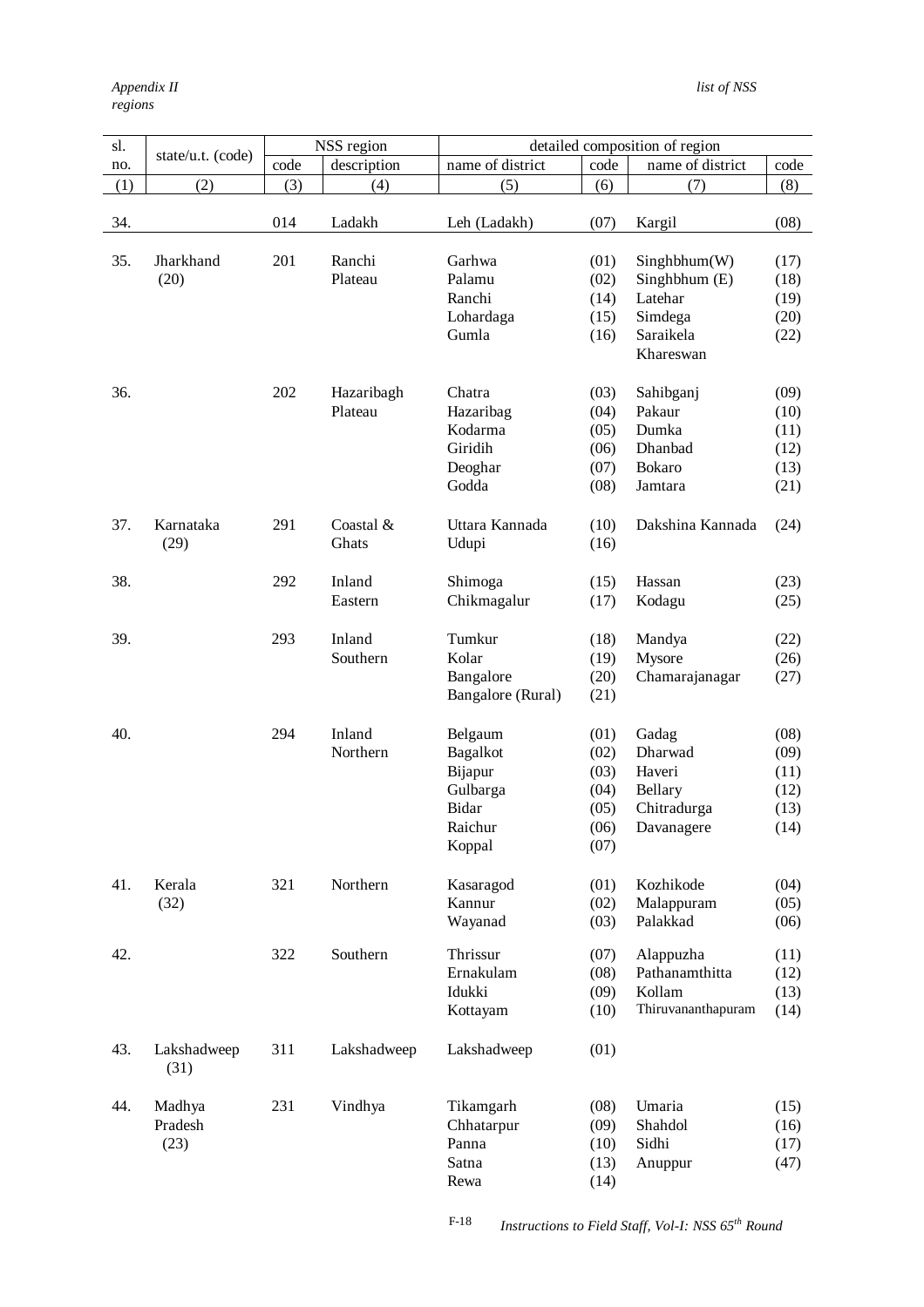*Appendix II list of NSS regions*

| sl. no. | state/u.t. (code) | NSS region | | detailed composition of region | | | |
|---|---|---|---|---|---|---|---|
| | | code | description | name of district | code | name of district | code |
| (1) | (2) | (3) | (4) | (5) | (6) | (7) | (8) |
| 34. | | 014 | Ladakh | Leh (Ladakh) | (07) | Kargil | (08) |
| 35. | Jharkhand (20) | 201 | Ranchi Plateau | Garhwa | (01) | Singhbhum(W) | (17) |
| | | | | Palamu | (02) | Singhbhum (E) | (18) |
| | | | | Ranchi | (14) | Latehar | (19) |
| | | | | Lohardaga | (15) | Simdega | (20) |
| | | | | Gumla | (16) | Saraikela Khareswan | (22) |
| 36. | | 202 | Hazaribagh Plateau | Chatra | (03) | Sahibganj | (09) |
| | | | | Hazaribag | (04) | Pakaur | (10) |
| | | | | Kodarma | (05) | Dumka | (11) |
| | | | | Giridih | (06) | Dhanbad | (12) |
| | | | | Deoghar | (07) | Bokaro | (13) |
| | | | | Godda | (08) | Jamtara | (21) |
| 37. | Karnataka (29) | 291 | Coastal & Ghats | Uttara Kannada | (10) | Dakshina Kannada | (24) |
| | | | | Udupi | (16) | | |
| 38. | | 292 | Inland Eastern | Shimoga | (15) | Hassan | (23) |
| | | | | Chikmagalur | (17) | Kodagu | (25) |
| 39. | | 293 | Inland Southern | Tumkur | (18) | Mandya | (22) |
| | | | | Kolar | (19) | Mysore | (26) |
| | | | | Bangalore | (20) | Chamarajanagar | (27) |
| | | | | Bangalore (Rural) | (21) | | |
| 40. | | 294 | Inland Northern | Belgaum | (01) | Gadag | (08) |
| | | | | Bagalkot | (02) | Dharwad | (09) |
| | | | | Bijapur | (03) | Haveri | (11) |
| | | | | Gulbarga | (04) | Bellary | (12) |
| | | | | Bidar | (05) | Chitradurga | (13) |
| | | | | Raichur | (06) | Davanagere | (14) |
| | | | | Koppal | (07) | | |
| 41. | Kerala (32) | 321 | Northern | Kasaragod | (01) | Kozhikode | (04) |
| | | | | Kannur | (02) | Malappuram | (05) |
| | | | | Wayanad | (03) | Palakkad | (06) |
| 42. | | 322 | Southern | Thrissur | (07) | Alappuzha | (11) |
| | | | | Ernakulam | (08) | Pathanamthitta | (12) |
| | | | | Idukki | (09) | Kollam | (13) |
| | | | | Kottayam | (10) | Thiruvananthapuram | (14) |
| 43. | Lakshadweep (31) | 311 | Lakshadweep | Lakshadweep | (01) | | |
| 44. | Madhya Pradesh (23) | 231 | Vindhya | Tikamgarh | (08) | Umaria | (15) |
| | | | | Chhatarpur | (09) | Shahdol | (16) |
| | | | | Panna | (10) | Sidhi | (17) |
| | | | | Satna | (13) | Anuppur | (47) |
| | | | | Rewa | (14) | | |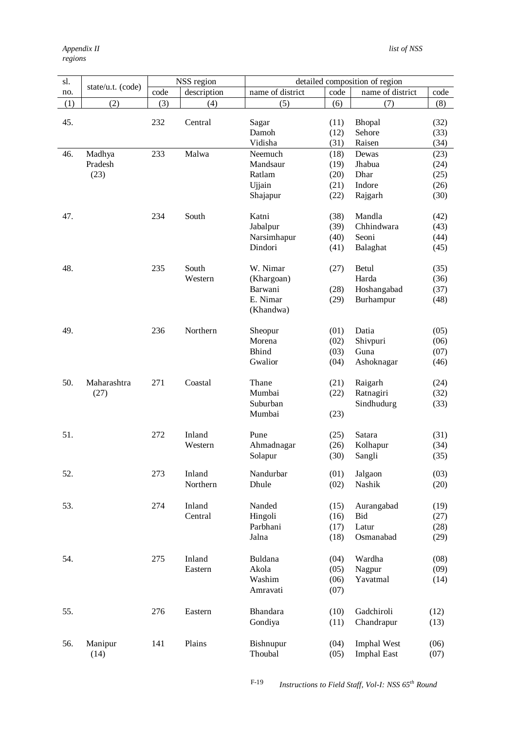*Appendix II* *list of NSS regions*

| sl. no. | state/u.t. (code) | NSS region | | detailed composition of region | | | |
|---|---|---|---|---|---|---|---|
| | | code | description | name of district | code | name of district | code |
| (1) | (2) | (3) | (4) | (5) | (6) | (7) | (8) |
| 45. | | 232 | Central | Sagar<br>Damoh<br>Vidisha | (11)<br>(12)<br>(31) | Bhopal<br>Sehore<br>Raisen | (32)<br>(33)<br>(34) |
| 46. | Madhya Pradesh (23) | 233 | Malwa | Neemuch<br>Mandsaur<br>Ratlam<br>Ujjain<br>Shajapur | (18)<br>(19)<br>(20)<br>(21)<br>(22) | Dewas<br>Jhabua<br>Dhar<br>Indore<br>Rajgarh | (23)<br>(24)<br>(25)<br>(26)<br>(30) |
| 47. | | 234 | South | Katni<br>Jabalpur<br>Narsimhapur<br>Dindori | (38)<br>(39)<br>(40)<br>(41) | Mandla<br>Chhindwara<br>Seoni<br>Balaghat | (42)<br>(43)<br>(44)<br>(45) |
| 48. | | 235 | South Western | W. Nimar (Khargoan)<br>Barwani<br>E. Nimar (Khandwa) | (27)<br>(28)<br>(29) | Betul<br>Harda<br>Hoshangabad<br>Burhampur | (35)<br>(36)<br>(37)<br>(48) |
| 49. | | 236 | Northern | Sheopur<br>Morena<br>Bhind<br>Gwalior | (01)<br>(02)<br>(03)<br>(04) | Datia<br>Shivpuri<br>Guna<br>Ashoknagar | (05)<br>(06)<br>(07)<br>(46) |
| 50. | Maharashtra (27) | 271 | Coastal | Thane<br>Mumbai<br>Suburban Mumbai | (21)<br>(22)<br>(23) | Raigarh<br>Ratnagiri<br>Sindhudurg | (24)<br>(32)<br>(33) |
| 51. | | 272 | Inland Western | Pune<br>Ahmadnagar<br>Solapur | (25)<br>(26)<br>(30) | Satara<br>Kolhapur<br>Sangli | (31)<br>(34)<br>(35) |
| 52. | | 273 | Inland Northern | Nandurbar<br>Dhule | (01)<br>(02) | Jalgaon<br>Nashik | (03)<br>(20) |
| 53. | | 274 | Inland Central | Nanded<br>Hingoli<br>Parbhani<br>Jalna | (15)<br>(16)<br>(17)<br>(18) | Aurangabad<br>Bid<br>Latur<br>Osmanabad | (19)<br>(27)<br>(28)<br>(29) |
| 54. | | 275 | Inland Eastern | Buldana<br>Akola<br>Washim<br>Amravati | (04)<br>(05)<br>(06)<br>(07) | Wardha<br>Nagpur<br>Yavatmal | (08)<br>(09)<br>(14) |
| 55. | | 276 | Eastern | Bhandara<br>Gondiya | (10)<br>(11) | Gadchiroli<br>Chandrapur | (12)<br>(13) |
| 56. | Manipur (14) | 141 | Plains | Bishnupur<br>Thoubal | (04)<br>(05) | Imphal West<br>Imphal East | (06)<br>(07) |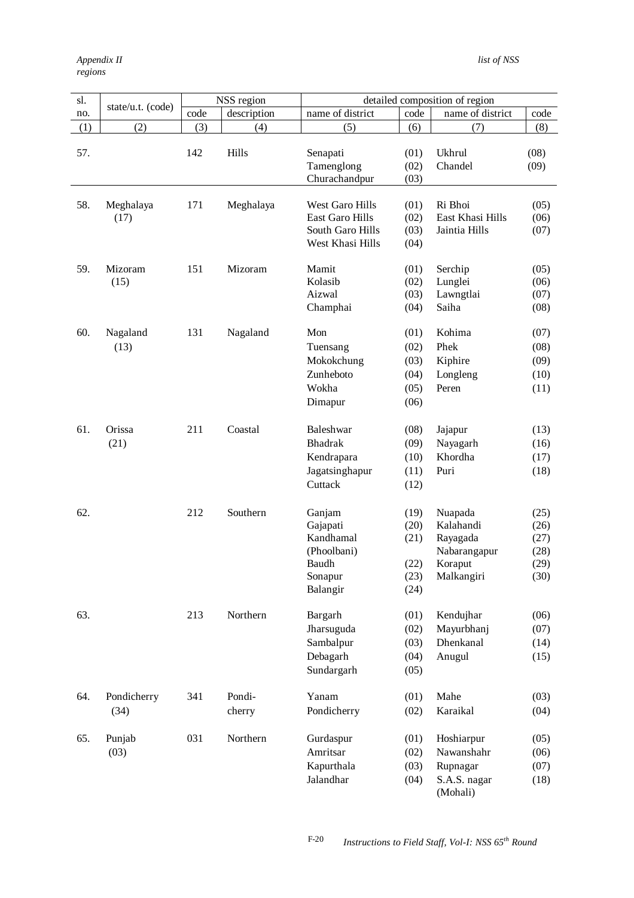| sl. no. | state/u.t. (code) | NSS region | | detailed composition of region | | | |
|---|---|---|---|---|---|---|---|
| | | code | description | name of district | code | name of district | code |
| (1) | (2) | (3) | (4) | (5) | (6) | (7) | (8) |
| 57. | | 142 | Hills | Senapati | (01) | Ukhrul | (08) |
| | | | | Tamenglong | (02) | Chandel | (09) |
| | | | | Churachandpur | (03) | | |
| 58. | Meghalaya (17) | 171 | Meghalaya | West Garo Hills | (01) | Ri Bhoi | (05) |
| | | | | East Garo Hills | (02) | East Khasi Hills | (06) |
| | | | | South Garo Hills | (03) | Jaintia Hills | (07) |
| | | | | West Khasi Hills | (04) | | |
| 59. | Mizoram (15) | 151 | Mizoram | Mamit | (01) | Serchip | (05) |
| | | | | Kolasib | (02) | Lunglei | (06) |
| | | | | Aizwal | (03) | Lawngtlai | (07) |
| | | | | Champhai | (04) | Saiha | (08) |
| 60. | Nagaland (13) | 131 | Nagaland | Mon | (01) | Kohima | (07) |
| | | | | Tuensang | (02) | Phek | (08) |
| | | | | Mokokchung | (03) | Kiphire | (09) |
| | | | | Zunheboto | (04) | Longleng | (10) |
| | | | | Wokha | (05) | Peren | (11) |
| | | | | Dimapur | (06) | | |
| 61. | Orissa (21) | 211 | Coastal | Baleshwar | (08) | Jajapur | (13) |
| | | | | Bhadrak | (09) | Nayagarh | (16) |
| | | | | Kendrapara | (10) | Khordha | (17) |
| | | | | Jagatsinghapur | (11) | Puri | (18) |
| | | | | Cuttack | (12) | | |
| 62. | | 212 | Southern | Ganjam | (19) | Nuapada | (25) |
| | | | | Gajapati | (20) | Kalahandi | (26) |
| | | | | Kandhamal (Phoolbani) | (21) | Rayagada | (27) |
| | | | | | | Nabarangapur | (28) |
| | | | | Baudh | (22) | Koraput | (29) |
| | | | | Sonapur | (23) | Malkangiri | (30) |
| | | | | Balangir | (24) | | |
| 63. | | 213 | Northern | Bargarh | (01) | Kendujhar | (06) |
| | | | | Jharsuguda | (02) | Mayurbhanj | (07) |
| | | | | Sambalpur | (03) | Dhenkanal | (14) |
| | | | | Debagarh | (04) | Anugul | (15) |
| | | | | Sundargarh | (05) | | |
| 64. | Pondicherry (34) | 341 | Pondi-cherry | Yanam | (01) | Mahe | (03) |
| | | | | Pondicherry | (02) | Karaikal | (04) |
| 65. | Punjab (03) | 031 | Northern | Gurdaspur | (01) | Hoshiarpur | (05) |
| | | | | Amritsar | (02) | Nawanshahr | (06) |
| | | | | Kapurthala | (03) | Rupnagar | (07) |
| | | | | Jalandhar | (04) | S.A.S. nagar (Mohali) | (18) |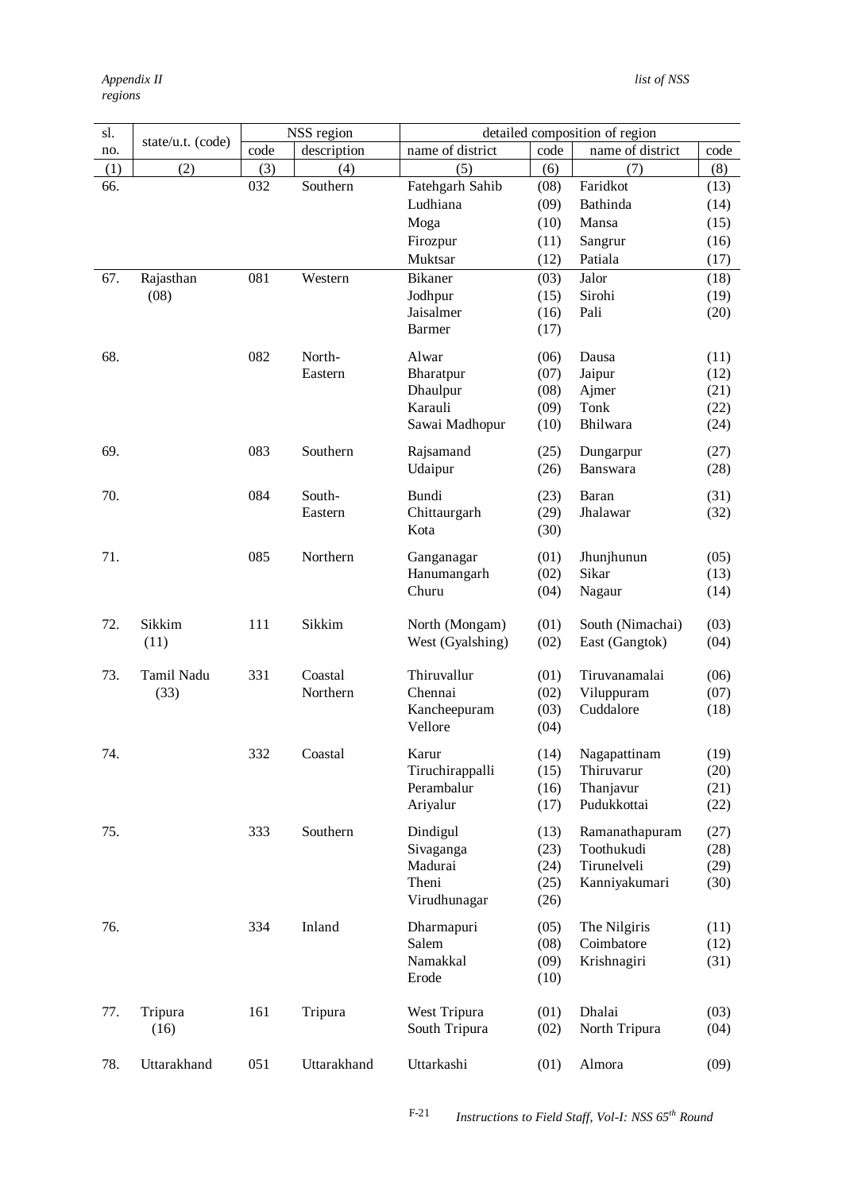*Appendix II list of NSS regions*

| sl. no. | state/u.t. (code) | NSS region | | detailed composition of region | | | |
|---|---|---|---|---|---|---|---|
| | | code | description | name of district | code | name of district | code |
| (1) | (2) | (3) | (4) | (5) | (6) | (7) | (8) |
| 66. | | 032 | Southern | Fatehgarh Sahib | (08) | Faridkot | (13) |
| | | | | Ludhiana | (09) | Bathinda | (14) |
| | | | | Moga | (10) | Mansa | (15) |
| | | | | Firozpur | (11) | Sangrur | (16) |
| | | | | Muktsar | (12) | Patiala | (17) |
| 67. | Rajasthan (08) | 081 | Western | Bikaner | (03) | Jalor | (18) |
| | | | | Jodhpur | (15) | Sirohi | (19) |
| | | | | Jaisalmer | (16) | Pali | (20) |
| | | | | Barmer | (17) | | |
| 68. | | 082 | North-Eastern | Alwar | (06) | Dausa | (11) |
| | | | | Bharatpur | (07) | Jaipur | (12) |
| | | | | Dhaulpur | (08) | Ajmer | (21) |
| | | | | Karauli | (09) | Tonk | (22) |
| | | | | Sawai Madhopur | (10) | Bhilwara | (24) |
| 69. | | 083 | Southern | Rajsamand | (25) | Dungarpur | (27) |
| | | | | Udaipur | (26) | Banswara | (28) |
| 70. | | 084 | South-Eastern | Bundi | (23) | Baran | (31) |
| | | | | Chittaurgarh | (29) | Jhalawar | (32) |
| | | | | Kota | (30) | | |
| 71. | | 085 | Northern | Ganganagar | (01) | Jhunjhunun | (05) |
| | | | | Hanumangarh | (02) | Sikar | (13) |
| | | | | Churu | (04) | Nagaur | (14) |
| 72. | Sikkim (11) | 111 | Sikkim | North (Mongam) | (01) | South (Nimachai) | (03) |
| | | | | West (Gyalshing) | (02) | East (Gangtok) | (04) |
| 73. | Tamil Nadu (33) | 331 | Coastal Northern | Thiruvallur | (01) | Tiruvanamalai | (06) |
| | | | | Chennai | (02) | Viluppuram | (07) |
| | | | | Kancheepuram | (03) | Cuddalore | (18) |
| | | | | Vellore | (04) | | |
| 74. | | 332 | Coastal | Karur | (14) | Nagapattinam | (19) |
| | | | | Tiruchirappalli | (15) | Thiruvarur | (20) |
| | | | | Perambalur | (16) | Thanjavur | (21) |
| | | | | Ariyalur | (17) | Pudukkottai | (22) |
| 75. | | 333 | Southern | Dindigul | (13) | Ramanathapuram | (27) |
| | | | | Sivaganga | (23) | Toothukudi | (28) |
| | | | | Madurai | (24) | Tirunelveli | (29) |
| | | | | Theni | (25) | Kanniyakumari | (30) |
| | | | | Virudhunagar | (26) | | |
| 76. | | 334 | Inland | Dharmapuri | (05) | The Nilgiris | (11) |
| | | | | Salem | (08) | Coimbatore | (12) |
| | | | | Namakkal | (09) | Krishnagiri | (31) |
| | | | | Erode | (10) | | |
| 77. | Tripura (16) | 161 | Tripura | West Tripura | (01) | Dhalai | (03) |
| | | | | South Tripura | (02) | North Tripura | (04) |
| 78. | Uttarakhand | 051 | Uttarakhand | Uttarkashi | (01) | Almora | (09) |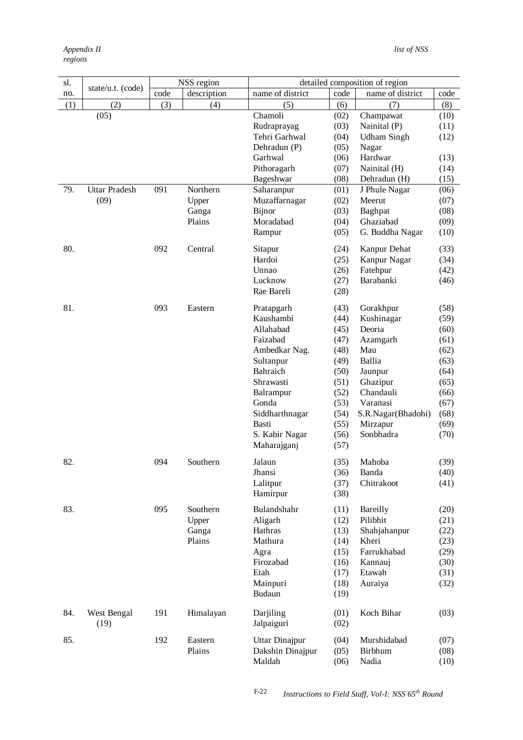*Appendix II* *list of NSS regions*

| sl. no. | state/u.t. (code) | NSS region | | detailed composition of region | | | |
|---|---|---|---|---|---|---|---|
| | | code | description | name of district | code | name of district | code |
| (1) | (2) | (3) | (4) | (5) | (6) | (7) | (8) |
| | (05) | | | Chamoli | (02) | Champawat | (10) |
| | | | | Rudraprayag | (03) | Nainital (P) | (11) |
| | | | | Tehri Garhwal | (04) | Udham Singh Nagar | (12) |
| | | | | Dehradun (P) | (05) | | |
| | | | | Garhwal | (06) | Hardwar | (13) |
| | | | | Pithoragarh | (07) | Nainital (H) | (14) |
| | | | | Bageshwar | (08) | Dehradun (H) | (15) |
| 79. | Uttar Pradesh (09) | 091 | Northern Upper Ganga Plains | Saharanpur | (01) | J Phule Nagar | (06) |
| | | | | Muzaffarnagar | (02) | Meerut | (07) |
| | | | | Bijnor | (03) | Baghpat | (08) |
| | | | | Moradabad | (04) | Ghaziabad | (09) |
| | | | | Rampur | (05) | G. Buddha Nagar | (10) |
| 80. | | 092 | Central | Sitapur | (24) | Kanpur Dehat | (33) |
| | | | | Hardoi | (25) | Kanpur Nagar | (34) |
| | | | | Unnao | (26) | Fatehpur | (42) |
| | | | | Lucknow | (27) | Barabanki | (46) |
| | | | | Rae Bareli | (28) | | |
| 81. | | 093 | Eastern | Pratapgarh | (43) | Gorakhpur | (58) |
| | | | | Kaushambi | (44) | Kushinagar | (59) |
| | | | | Allahabad | (45) | Deoria | (60) |
| | | | | Faizabad | (47) | Azamgarh | (61) |
| | | | | Ambedkar Nag. | (48) | Mau | (62) |
| | | | | Sultanpur | (49) | Ballia | (63) |
| | | | | Bahraich | (50) | Jaunpur | (64) |
| | | | | Shrawasti | (51) | Ghazipur | (65) |
| | | | | Balrampur | (52) | Chandauli | (66) |
| | | | | Gonda | (53) | Varanasi | (67) |
| | | | | Siddharthnagar | (54) | S.R.Nagar(Bhadohi) | (68) |
| | | | | Basti | (55) | Mirzapur | (69) |
| | | | | S. Kabir Nagar | (56) | Sonbhadra | (70) |
| | | | | Maharajganj | (57) | | |
| 82. | | 094 | Southern | Jalaun | (35) | Mahoba | (39) |
| | | | | Jhansi | (36) | Banda | (40) |
| | | | | Lalitpur | (37) | Chitrakoot | (41) |
| | | | | Hamirpur | (38) | | |
| 83. | | 095 | Southern Upper Ganga Plains | Bulandshahr | (11) | Bareilly | (20) |
| | | | | Aligarh | (12) | Pilibhit | (21) |
| | | | | Hathras | (13) | Shahjahanpur | (22) |
| | | | | Mathura | (14) | Kheri | (23) |
| | | | | Agra | (15) | Farrukhabad | (29) |
| | | | | Firozabad | (16) | Kannauj | (30) |
| | | | | Etah | (17) | Etawah | (31) |
| | | | | Mainpuri | (18) | Auraiya | (32) |
| | | | | Budaun | (19) | | |
| 84. | West Bengal (19) | 191 | Himalayan | Darjiling | (01) | Koch Bihar | (03) |
| | | | | Jalpaiguri | (02) | | |
| 85. | | 192 | Eastern Plains | Uttar Dinajpur | (04) | Murshidabad | (07) |
| | | | | Dakshin Dinajpur | (05) | Birbhum | (08) |
| | | | | Maldah | (06) | Nadia | (10) |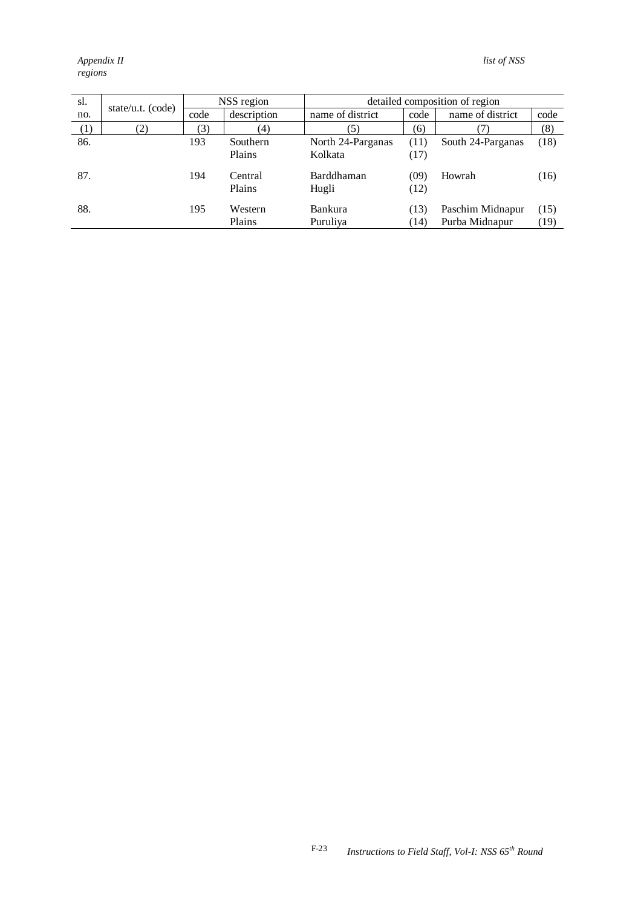| sl. no. | state/u.t. (code) | NSS region | | detailed composition of region | | | |
|---|---|---|---|---|---|---|---|
| | | code | description | name of district | code | name of district | code |
| (1) | (2) | (3) | (4) | (5) | (6) | (7) | (8) |
| 86. | | 193 | Southern Plains | North 24-Parganas | (11) | South 24-Parganas | (18) |
| | | | | Kolkata | (17) | | |
| 87. | | 194 | Central Plains | Barddhaman | (09) | Howrah | (16) |
| | | | | Hugli | (12) | | |
| 88. | | 195 | Western Plains | Bankura | (13) | Paschim Midnapur | (15) |
| | | | | Puruliya | (14) | Purba Midnapur | (19) |